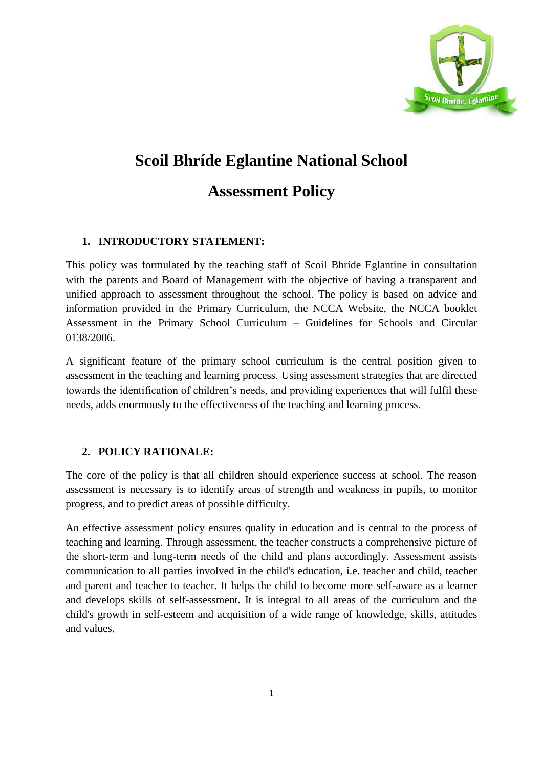# Scoil Bhríde Eglantine National School

# Assessment Policy

## 1. INTRODUCTORY STATEMENT:

This policy was formulated by the teaching staff of Scoil Bhríde Eglantine in consultation with the parents and Board of Management with the objective of having a transparent and unified approach to assessment throughout the school. The policy is based on advice and information provided in the Primary Curriculum, the NCCA Website, the NCCA booklet Assessment in the Primary School Curriculum – Guidelines for Schools and Circular 0138/2006.

A significant feature of the primary school curriculum is the central position given to assessment in the teaching and learning process. Using assessment strategies that are directed towards the identification of children's needs, and providing experiences that will fulfil these needs, adds enormously to the effectiveness of the teaching and learning process.

## 2. POLICY RATIONALE:

The core of the policy is that all children should experience success at school. The reason assessment is necessary is to identify areas of strength and weakness in pupils, to monitor progress, and to predict areas of possible difficulty.

An effective assessment policy ensures quality in education and is central to the process of teaching and learning. Through assessment, the teacher constructs a comprehensive picture of the short-term and long-term needs of the child and plans accordingly. Assessment assists communication to all parties involved in the child's education, i.e. teacher and child, teacher and parent and teacher to teacher. It helps the child to become more self-aware as a learner and develops skills of self-assessment. It is integral to all areas of the curriculum and the child's growth in self-esteem and acquisition of a wide range of knowledge, skills, attitudes and values.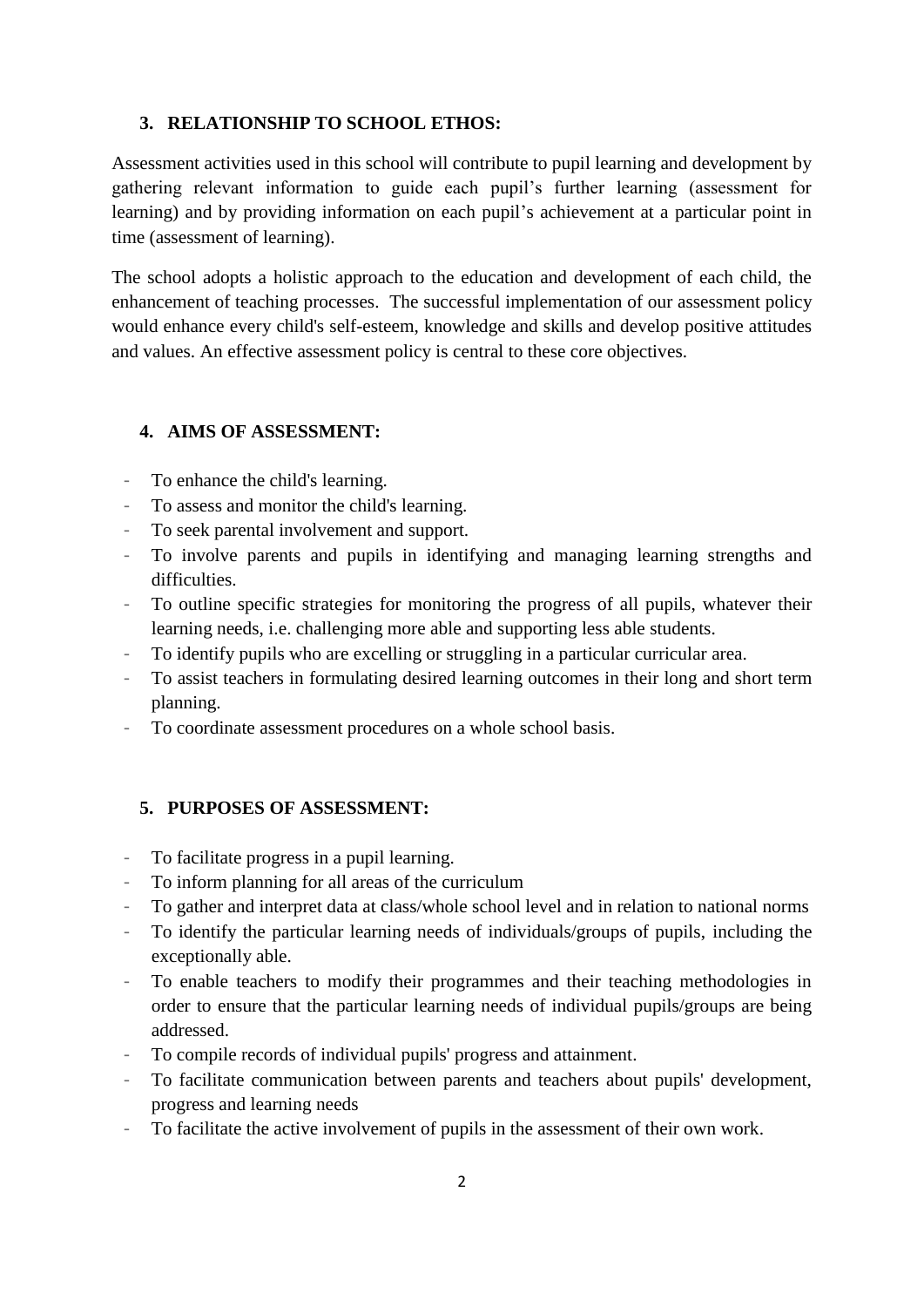## 3. RELATIONSHIP TO SCHOOL ETHOS:

Assessment activities used in this school will contribute to pupil learning and development by gathering relevant information to guide each pupil's further learning (assessment for learning) and by providing information on each pupil's achievement at a particular point in time (assessment of learning).

The school adopts a holistic approach to the education and development of each child, the enhancement of teaching processes. The successful implementation of our assessment policy would enhance every child's self-esteem, knowledge and skills and develop positive attitudes and values. An effective assessment policy is central to these core objectives.

## 4. AIMS OF ASSESSMENT:

- To enhance the child's learning.
- To assess and monitor the child's learning.
- To seek parental involvement and support.
- To involve parents and pupils in identifying and managing learning strengths and difficulties.
- To outline specific strategies for monitoring the progress of all pupils, whatever their learning needs, i.e. challenging more able and supporting less able students.
- To identify pupils who are excelling or struggling in a particular curricular area.
- To assist teachers in formulating desired learning outcomes in their long and short term planning.
- To coordinate assessment procedures on a whole school basis.

## 5. PURPOSES OF ASSESSMENT:

- To facilitate progress in a pupil learning.
- To inform planning for all areas of the curriculum
- To gather and interpret data at class/whole school level and in relation to national norms
- To identify the particular learning needs of individuals/groups of pupils, including the exceptionally able.
- To enable teachers to modify their programmes and their teaching methodologies in order to ensure that the particular learning needs of individual pupils/groups are being addressed.
- To compile records of individual pupils' progress and attainment.
- To facilitate communication between parents and teachers about pupils' development, progress and learning needs
- To facilitate the active involvement of pupils in the assessment of their own work.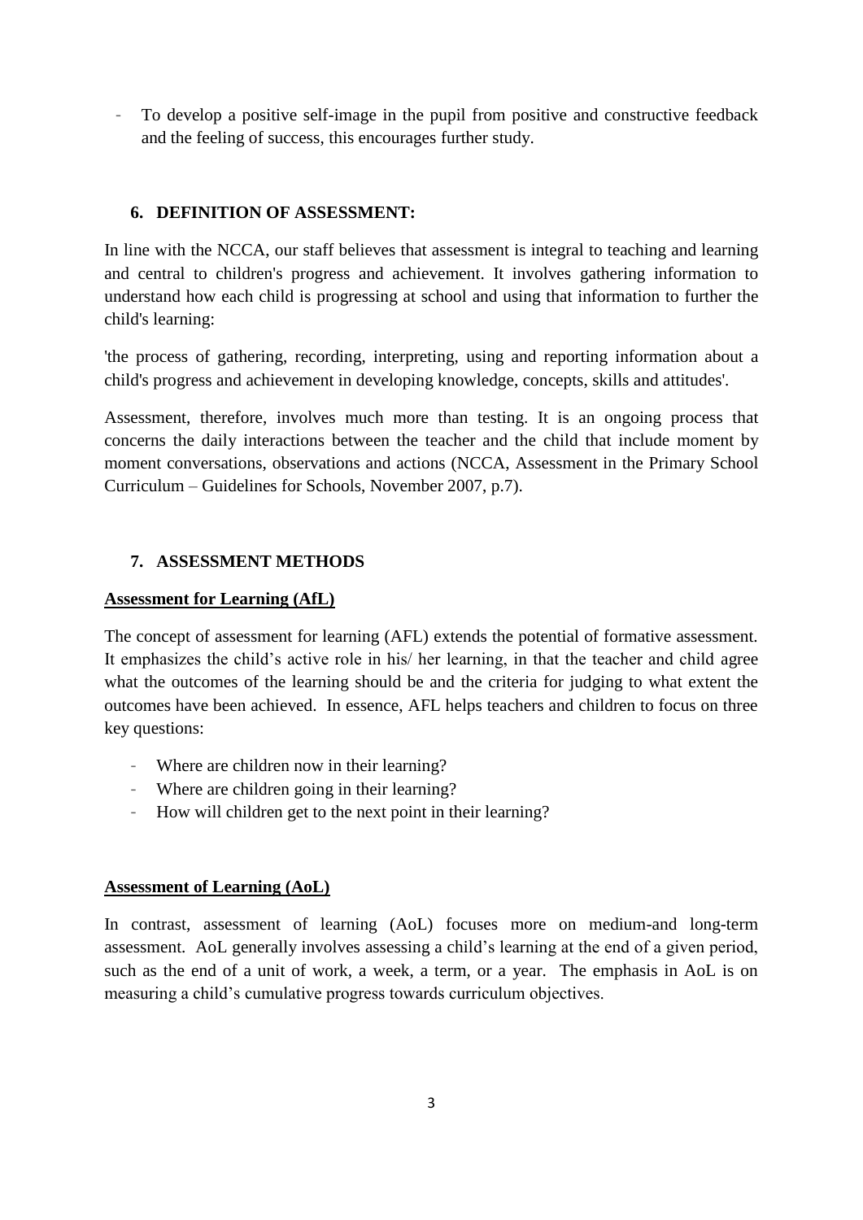- To develop a positive self-image in the pupil from positive and constructive feedback and the feeling of success, this encourages further study.

## 6. DEFINITION OF ASSESSMENT:

In line with the NCCA, our staff believes that assessment is integral to teaching and learning and central to children's progress and achievement. It involves gathering information to understand how each child is progressing at school and using that information to further the child's learning:

'the process of gathering, recording, interpreting, using and reporting information about a child's progress and achievement in developing knowledge, concepts, skills and attitudes'.

Assessment, therefore, involves much more than testing. It is an ongoing process that concerns the daily interactions between the teacher and the child that include moment by moment conversations, observations and actions (NCCA, Assessment in the Primary School Curriculum – Guidelines for Schools, November 2007, p.7).

## 7. ASSESSMENT METHODS

### Assessment for Learning (AfL)

The concept of assessment for learning (AFL) extends the potential of formative assessment. It emphasizes the child's active role in his/ her learning, in that the teacher and child agree what the outcomes of the learning should be and the criteria for judging to what extent the outcomes have been achieved. In essence, AFL helps teachers and children to focus on three key questions:

- Where are children now in their learning?
- Where are children going in their learning?
- How will children get to the next point in their learning?

### Assessment of Learning (AoL)

In contrast, assessment of learning (AoL) focuses more on medium-and long-term assessment. AoL generally involves assessing a child's learning at the end of a given period, such as the end of a unit of work, a week, a term, or a year. The emphasis in AoL is on measuring a child's cumulative progress towards curriculum objectives.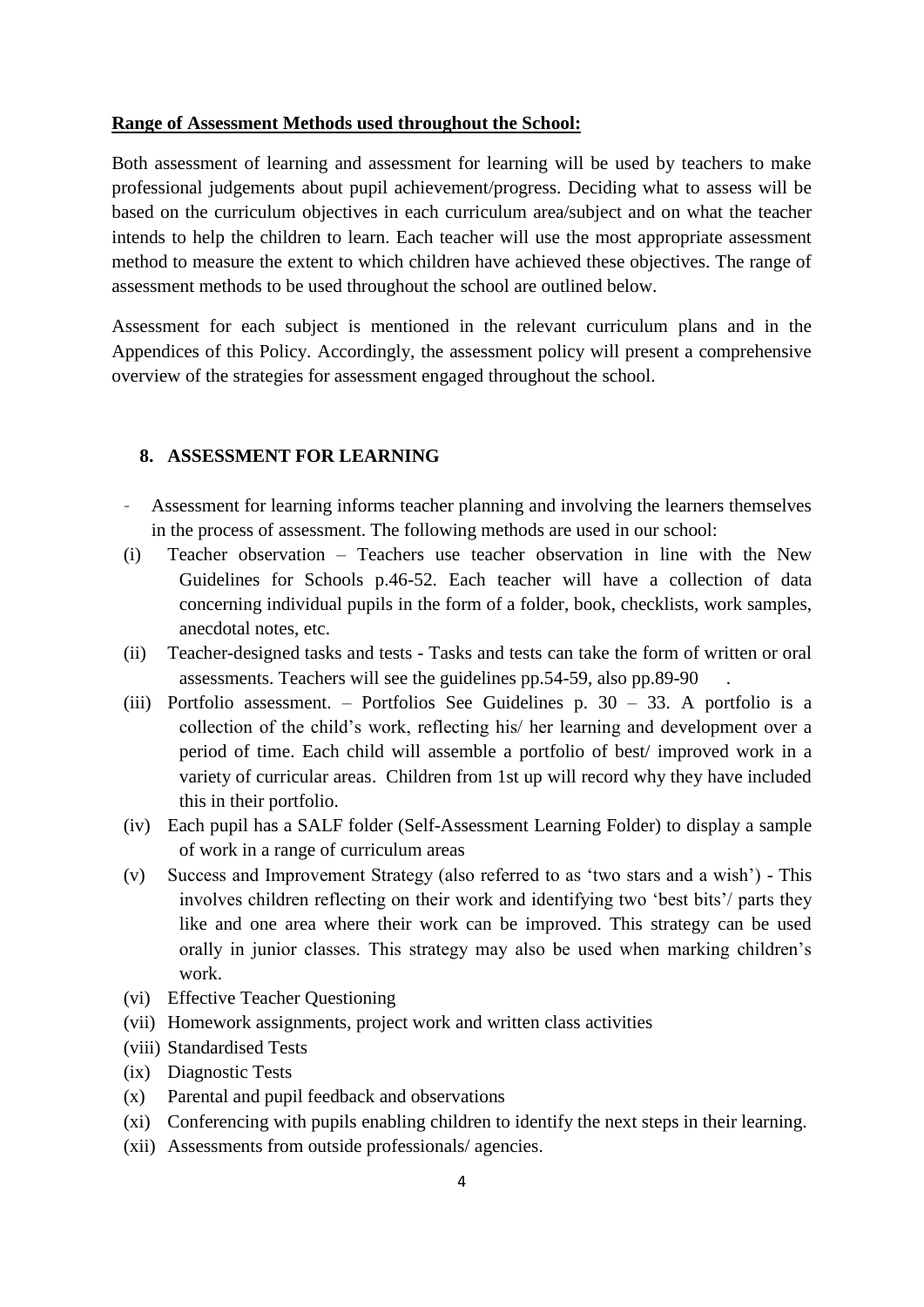**Range of Assessment Methods used throughout the School:**

Both assessment of learning and assessment for learning will be used by teachers to make professional judgements about pupil achievement/progress. Deciding what to assess will be based on the curriculum objectives in each curriculum area/subject and on what the teacher intends to help the children to learn. Each teacher will use the most appropriate assessment method to measure the extent to which children have achieved these objectives. The range of assessment methods to be used throughout the school are outlined below.

Assessment for each subject is mentioned in the relevant curriculum plans and in the Appendices of this Policy. Accordingly, the assessment policy will present a comprehensive overview of the strategies for assessment engaged throughout the school.

## 8. ASSESSMENT FOR LEARNING

- Assessment for learning informs teacher planning and involving the learners themselves in the process of assessment. The following methods are used in our school:

(i) Teacher observation – Teachers use teacher observation in line with the New Guidelines for Schools p.46-52. Each teacher will have a collection of data concerning individual pupils in the form of a folder, book, checklists, work samples, anecdotal notes, etc.

(ii) Teacher-designed tasks and tests - Tasks and tests can take the form of written or oral assessments. Teachers will see the guidelines pp.54-59, also pp.89-90 .

(iii) Portfolio assessment. – Portfolios See Guidelines p. 30 – 33. A portfolio is a collection of the child's work, reflecting his/ her learning and development over a period of time. Each child will assemble a portfolio of best/ improved work in a variety of curricular areas. Children from 1st up will record why they have included this in their portfolio.

(iv) Each pupil has a SALF folder (Self-Assessment Learning Folder) to display a sample of work in a range of curriculum areas

(v) Success and Improvement Strategy (also referred to as 'two stars and a wish') - This involves children reflecting on their work and identifying two 'best bits'/ parts they like and one area where their work can be improved. This strategy can be used orally in junior classes. This strategy may also be used when marking children's work.

(vi) Effective Teacher Questioning

(vii) Homework assignments, project work and written class activities

(viii) Standardised Tests

(ix) Diagnostic Tests

(x) Parental and pupil feedback and observations

(xi) Conferencing with pupils enabling children to identify the next steps in their learning.

(xii) Assessments from outside professionals/ agencies.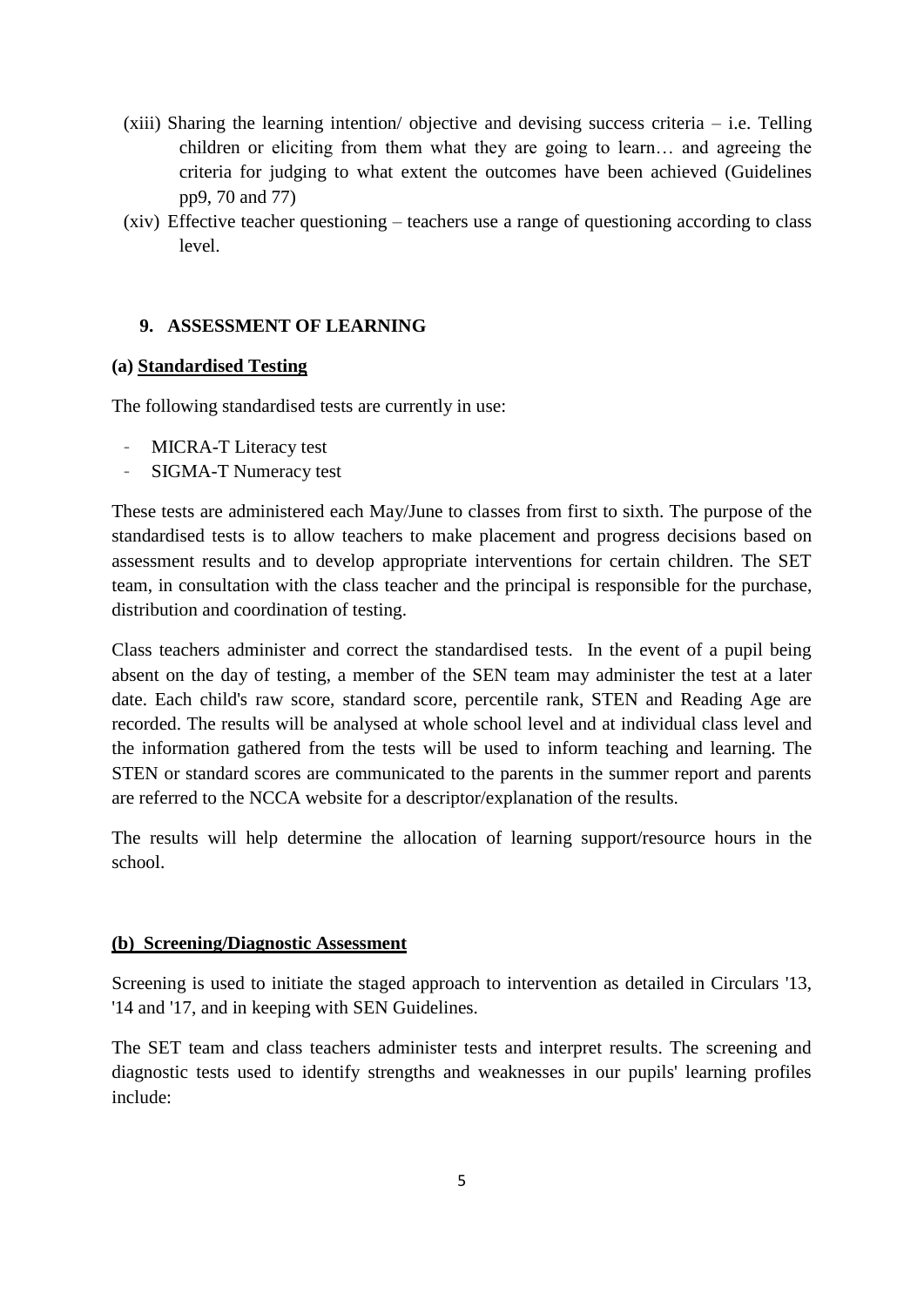(xiii) Sharing the learning intention/ objective and devising success criteria – i.e. Telling children or eliciting from them what they are going to learn… and agreeing the criteria for judging to what extent the outcomes have been achieved (Guidelines pp9, 70 and 77)

(xiv) Effective teacher questioning – teachers use a range of questioning according to class level.

## 9. ASSESSMENT OF LEARNING

### (a) Standardised Testing

The following standardised tests are currently in use:

- MICRA-T Literacy test
- SIGMA-T Numeracy test

These tests are administered each May/June to classes from first to sixth. The purpose of the standardised tests is to allow teachers to make placement and progress decisions based on assessment results and to develop appropriate interventions for certain children. The SET team, in consultation with the class teacher and the principal is responsible for the purchase, distribution and coordination of testing.

Class teachers administer and correct the standardised tests. In the event of a pupil being absent on the day of testing, a member of the SEN team may administer the test at a later date. Each child's raw score, standard score, percentile rank, STEN and Reading Age are recorded. The results will be analysed at whole school level and at individual class level and the information gathered from the tests will be used to inform teaching and learning. The STEN or standard scores are communicated to the parents in the summer report and parents are referred to the NCCA website for a descriptor/explanation of the results.

The results will help determine the allocation of learning support/resource hours in the school.

### (b) Screening/Diagnostic Assessment

Screening is used to initiate the staged approach to intervention as detailed in Circulars '13, '14 and '17, and in keeping with SEN Guidelines.

The SET team and class teachers administer tests and interpret results. The screening and diagnostic tests used to identify strengths and weaknesses in our pupils' learning profiles include: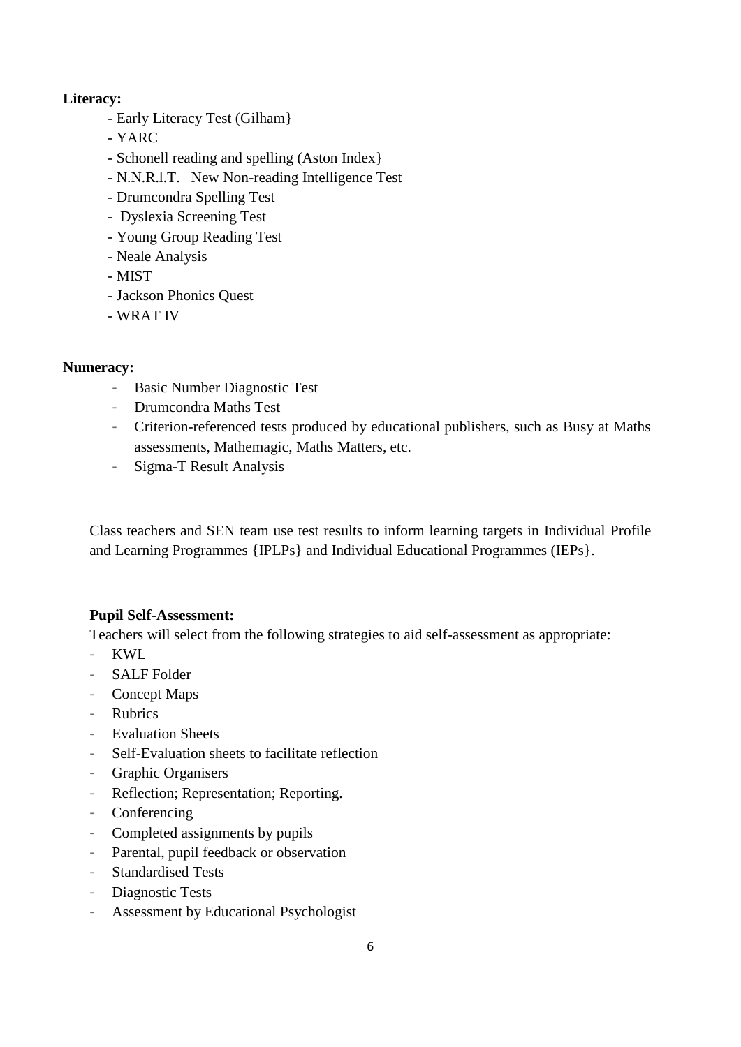**Literacy:**

- Early Literacy Test (Gilham}
- YARC
- Schonell reading and spelling (Aston Index}
- N.N.R.l.T. New Non-reading Intelligence Test
- Drumcondra Spelling Test
- Dyslexia Screening Test
- Young Group Reading Test
- Neale Analysis
- MIST
- Jackson Phonics Quest
- WRAT IV

**Numeracy:**

- Basic Number Diagnostic Test
- Drumcondra Maths Test
- Criterion-referenced tests produced by educational publishers, such as Busy at Maths assessments, Mathemagic, Maths Matters, etc.
- Sigma-T Result Analysis

Class teachers and SEN team use test results to inform learning targets in Individual Profile and Learning Programmes {IPLPs} and Individual Educational Programmes (IEPs}.

**Pupil Self-Assessment:**

Teachers will select from the following strategies to aid self-assessment as appropriate:

- KWL
- SALF Folder
- Concept Maps
- Rubrics
- Evaluation Sheets
- Self-Evaluation sheets to facilitate reflection
- Graphic Organisers
- Reflection; Representation; Reporting.
- Conferencing
- Completed assignments by pupils
- Parental, pupil feedback or observation
- Standardised Tests
- Diagnostic Tests
- Assessment by Educational Psychologist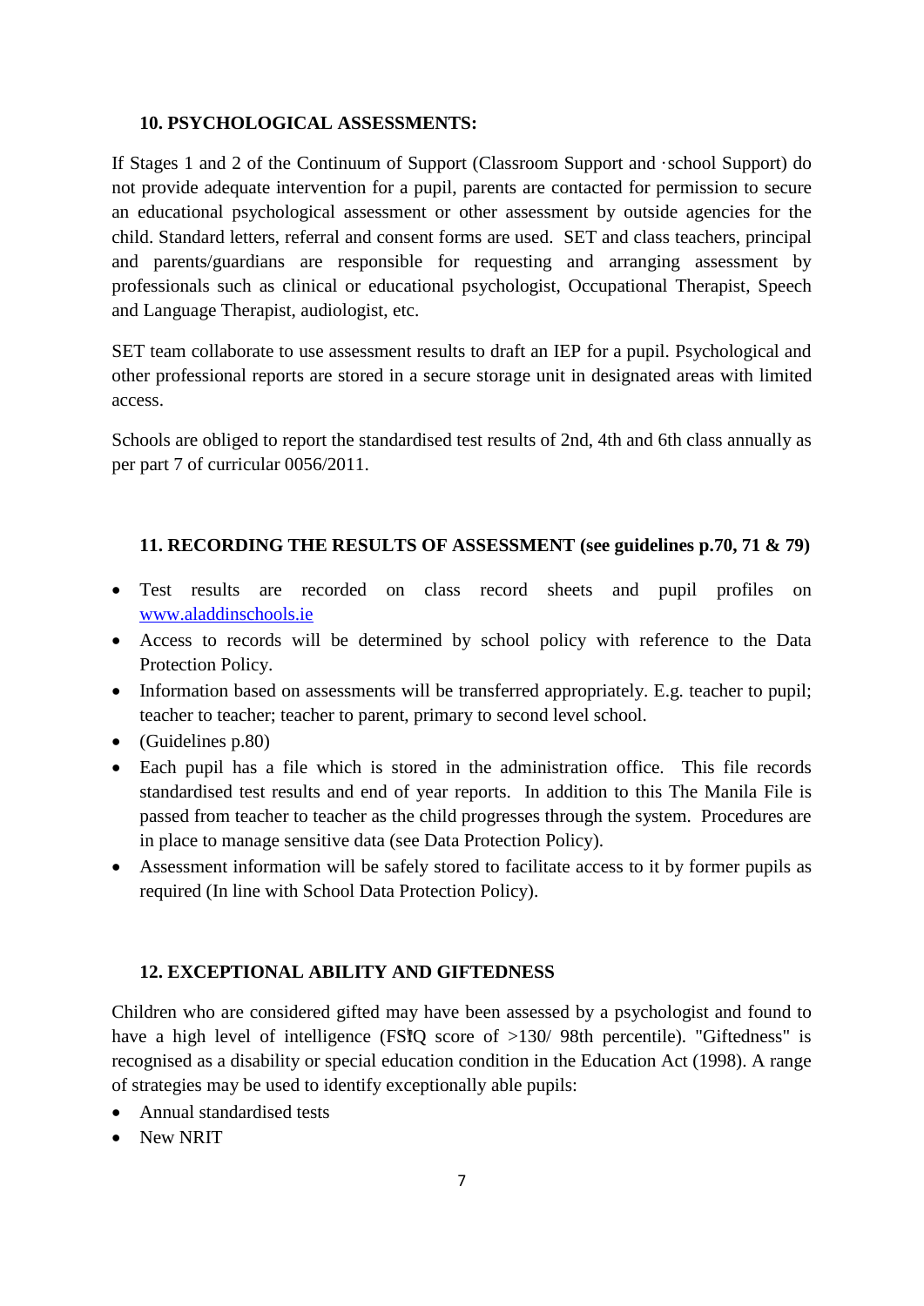## 10. PSYCHOLOGICAL ASSESSMENTS:

If Stages 1 and 2 of the Continuum of Support (Classroom Support and ·school Support) do not provide adequate intervention for a pupil, parents are contacted for permission to secure an educational psychological assessment or other assessment by outside agencies for the child. Standard letters, referral and consent forms are used. SET and class teachers, principal and parents/guardians are responsible for requesting and arranging assessment by professionals such as clinical or educational psychologist, Occupational Therapist, Speech and Language Therapist, audiologist, etc.

SET team collaborate to use assessment results to draft an IEP for a pupil. Psychological and other professional reports are stored in a secure storage unit in designated areas with limited access.

Schools are obliged to report the standardised test results of 2nd, 4th and 6th class annually as per part 7 of curricular 0056/2011.

## 11. RECORDING THE RESULTS OF ASSESSMENT (see guidelines p.70, 71 & 79)

- Test results are recorded on class record sheets and pupil profiles on [www.aladdinschools.ie](http://www.aladdinschools.ie)
- Access to records will be determined by school policy with reference to the Data Protection Policy.
- Information based on assessments will be transferred appropriately. E.g. teacher to pupil; teacher to teacher; teacher to parent, primary to second level school.
- (Guidelines p.80)
- Each pupil has a file which is stored in the administration office. This file records standardised test results and end of year reports. In addition to this The Manila File is passed from teacher to teacher as the child progresses through the system. Procedures are in place to manage sensitive data (see Data Protection Policy).
- Assessment information will be safely stored to facilitate access to it by former pupils as required (In line with School Data Protection Policy).

## 12. EXCEPTIONAL ABILITY AND GIFTEDNESS

Children who are considered gifted may have been assessed by a psychologist and found to have a high level of intelligence (FSIQ score of >130/ 98th percentile). "Giftedness" is recognised as a disability or special education condition in the Education Act (1998). A range of strategies may be used to identify exceptionally able pupils:

- Annual standardised tests
- New NRIT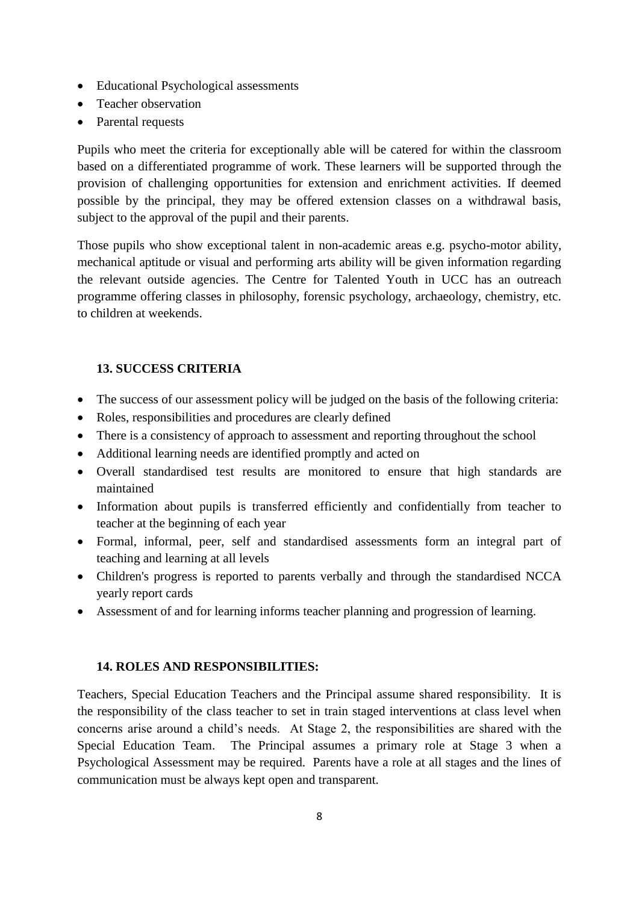- Educational Psychological assessments
- Teacher observation
- Parental requests

Pupils who meet the criteria for exceptionally able will be catered for within the classroom based on a differentiated programme of work. These learners will be supported through the provision of challenging opportunities for extension and enrichment activities. If deemed possible by the principal, they may be offered extension classes on a withdrawal basis, subject to the approval of the pupil and their parents.

Those pupils who show exceptional talent in non-academic areas e.g. psycho-motor ability, mechanical aptitude or visual and performing arts ability will be given information regarding the relevant outside agencies. The Centre for Talented Youth in UCC has an outreach programme offering classes in philosophy, forensic psychology, archaeology, chemistry, etc. to children at weekends.

## 13. SUCCESS CRITERIA

- The success of our assessment policy will be judged on the basis of the following criteria:
- Roles, responsibilities and procedures are clearly defined
- There is a consistency of approach to assessment and reporting throughout the school
- Additional learning needs are identified promptly and acted on
- Overall standardised test results are monitored to ensure that high standards are maintained
- Information about pupils is transferred efficiently and confidentially from teacher to teacher at the beginning of each year
- Formal, informal, peer, self and standardised assessments form an integral part of teaching and learning at all levels
- Children's progress is reported to parents verbally and through the standardised NCCA yearly report cards
- Assessment of and for learning informs teacher planning and progression of learning.

## 14. ROLES AND RESPONSIBILITIES:

Teachers, Special Education Teachers and the Principal assume shared responsibility. It is the responsibility of the class teacher to set in train staged interventions at class level when concerns arise around a child's needs. At Stage 2, the responsibilities are shared with the Special Education Team. The Principal assumes a primary role at Stage 3 when a Psychological Assessment may be required. Parents have a role at all stages and the lines of communication must be always kept open and transparent.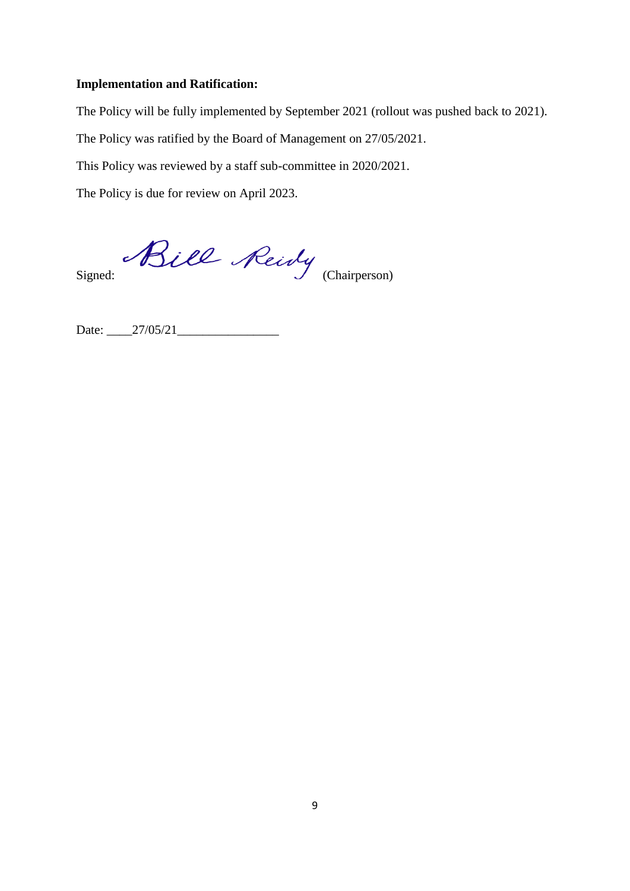**Implementation and Ratification:**

The Policy will be fully implemented by September 2021 (rollout was pushed back to 2021).

The Policy was ratified by the Board of Management on 27/05/2021.

This Policy was reviewed by a staff sub-committee in 2020/2021.

The Policy is due for review on April 2023.

Signed: Bill Reidy (Chairperson)

Date: ____27/05/21________________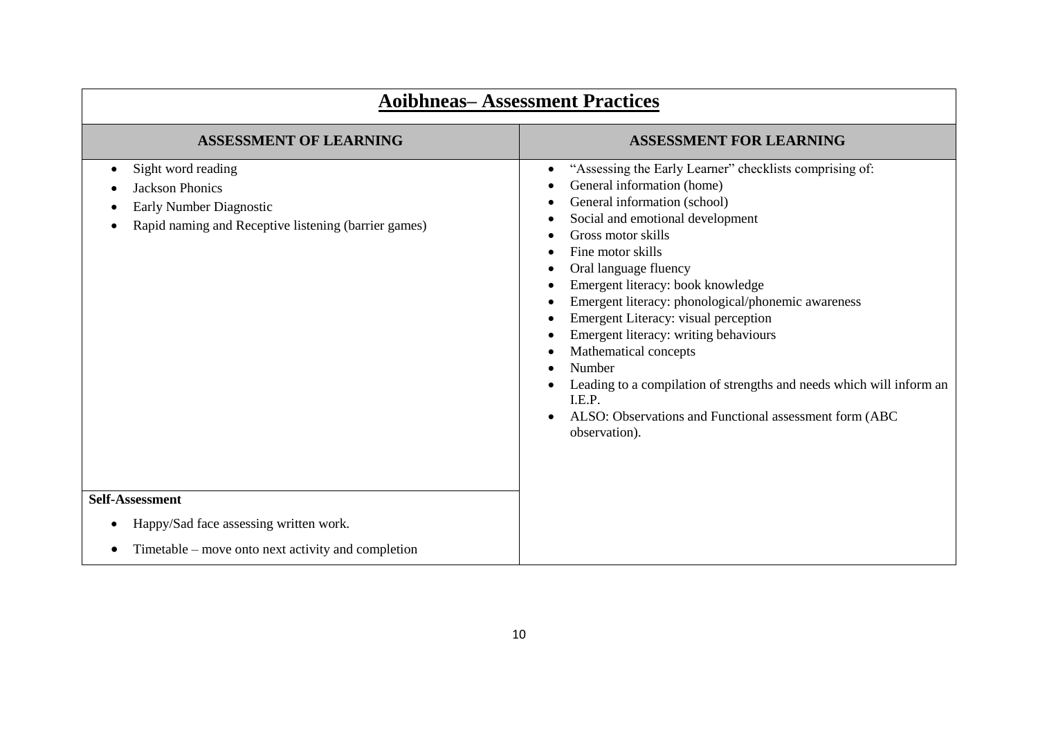## Aoibhneas– Assessment Practices

| ASSESSMENT OF LEARNING | ASSESSMENT FOR LEARNING |
|---|---|
| • Sight word reading<br>• Jackson Phonics<br>• Early Number Diagnostic<br>• Rapid naming and Receptive listening (barrier games)<br><br>**Self-Assessment**<br>• Happy/Sad face assessing written work.<br>• Timetable – move onto next activity and completion | • "Assessing the Early Learner" checklists comprising of:<br>• General information (home)<br>• General information (school)<br>• Social and emotional development<br>• Gross motor skills<br>• Fine motor skills<br>• Oral language fluency<br>• Emergent literacy: book knowledge<br>• Emergent literacy: phonological/phonemic awareness<br>• Emergent Literacy: visual perception<br>• Emergent literacy: writing behaviours<br>• Mathematical concepts<br>• Number<br>• Leading to a compilation of strengths and needs which will inform an I.E.P.<br>• ALSO: Observations and Functional assessment form (ABC observation). |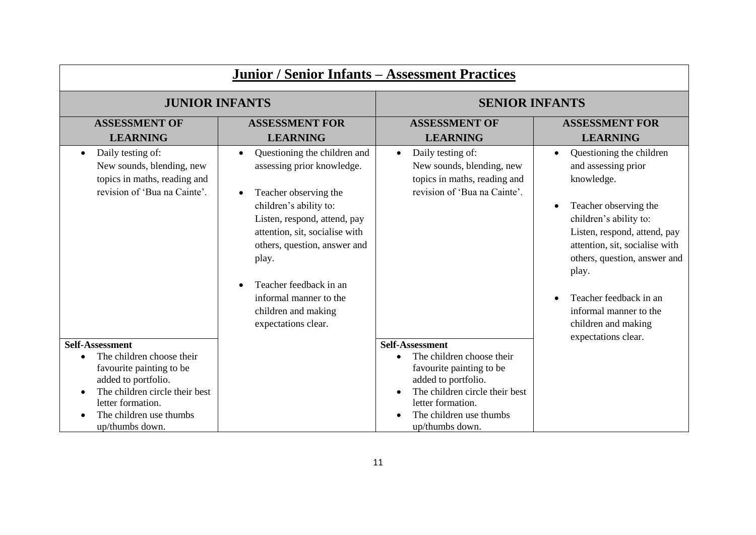| **Junior / Senior Infants – Assessment Practices** | | | |
|---|---|---|---|
| **JUNIOR INFANTS** | | **SENIOR INFANTS** | |
| **ASSESSMENT OF LEARNING** | **ASSESSMENT FOR LEARNING** | **ASSESSMENT OF LEARNING** | **ASSESSMENT FOR LEARNING** |
| • Daily testing of: New sounds, blending, new topics in maths, reading and revision of 'Bua na Cainte'. | • Questioning the children and assessing prior knowledge.<br><br>• Teacher observing the children's ability to: Listen, respond, attend, pay attention, sit, socialise with others, question, answer and play.<br><br>• Teacher feedback in an informal manner to the children and making expectations clear. | • Daily testing of: New sounds, blending, new topics in maths, reading and revision of 'Bua na Cainte'. | • Questioning the children and assessing prior knowledge.<br><br>• Teacher observing the children's ability to: Listen, respond, attend, pay attention, sit, socialise with others, question, answer and play.<br><br>• Teacher feedback in an informal manner to the children and making expectations clear. |
| **Self-Assessment**<br>• The children choose their favourite painting to be added to portfolio.<br>• The children circle their best letter formation.<br>• The children use thumbs up/thumbs down. | | **Self-Assessment**<br>• The children choose their favourite painting to be added to portfolio.<br>• The children circle their best letter formation.<br>• The children use thumbs up/thumbs down. | |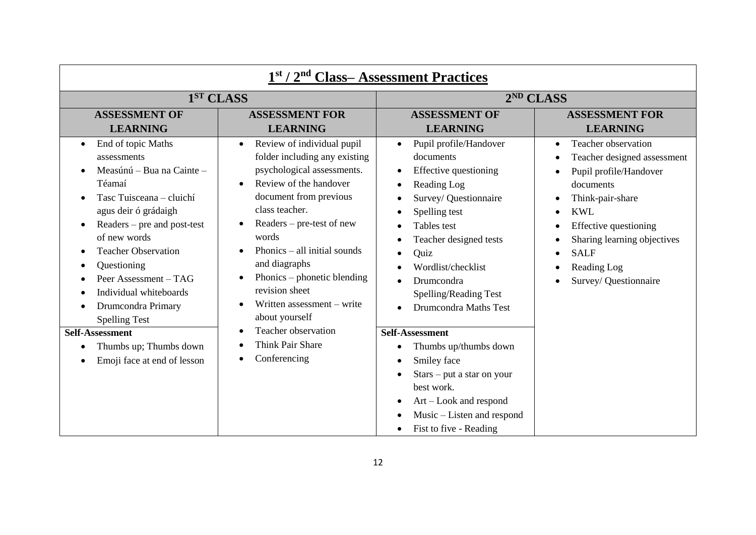| 1st / 2nd Class– Assessment Practices | | | |
|---|---|---|---|
| 1ST CLASS | | 2ND CLASS | |
| ASSESSMENT OF LEARNING | ASSESSMENT FOR LEARNING | ASSESSMENT OF LEARNING | ASSESSMENT FOR LEARNING |
| • End of topic Maths assessments<br>• Measúnú – Bua na Cainte – Téamaí<br>• Tasc Tuisceana – cluichí agus deir ó grádaigh<br>• Readers – pre and post-test of new words<br>• Teacher Observation<br>• Questioning<br>• Peer Assessment – TAG<br>• Individual whiteboards<br>• Drumcondra Primary Spelling Test<br>**Self-Assessment**<br>• Thumbs up; Thumbs down<br>• Emoji face at end of lesson | • Review of individual pupil folder including any existing psychological assessments.<br>• Review of the handover document from previous class teacher.<br>• Readers – pre-test of new words<br>• Phonics – all initial sounds and diagraphs<br>• Phonics – phonetic blending revision sheet<br>• Written assessment – write about yourself<br>• Teacher observation<br>• Think Pair Share<br>• Conferencing | • Pupil profile/Handover documents<br>• Effective questioning<br>• Reading Log<br>• Survey/ Questionnaire<br>• Spelling test<br>• Tables test<br>• Teacher designed tests<br>• Quiz<br>• Wordlist/checklist<br>• Drumcondra Spelling/Reading Test<br>• Drumcondra Maths Test<br>**Self-Assessment**<br>• Thumbs up/thumbs down<br>• Smiley face<br>• Stars – put a star on your best work.<br>• Art – Look and respond<br>• Music – Listen and respond<br>• Fist to five - Reading | • Teacher observation<br>• Teacher designed assessment<br>• Pupil profile/Handover documents<br>• Think-pair-share<br>• KWL<br>• Effective questioning<br>• Sharing learning objectives<br>• SALF<br>• Reading Log<br>• Survey/ Questionnaire |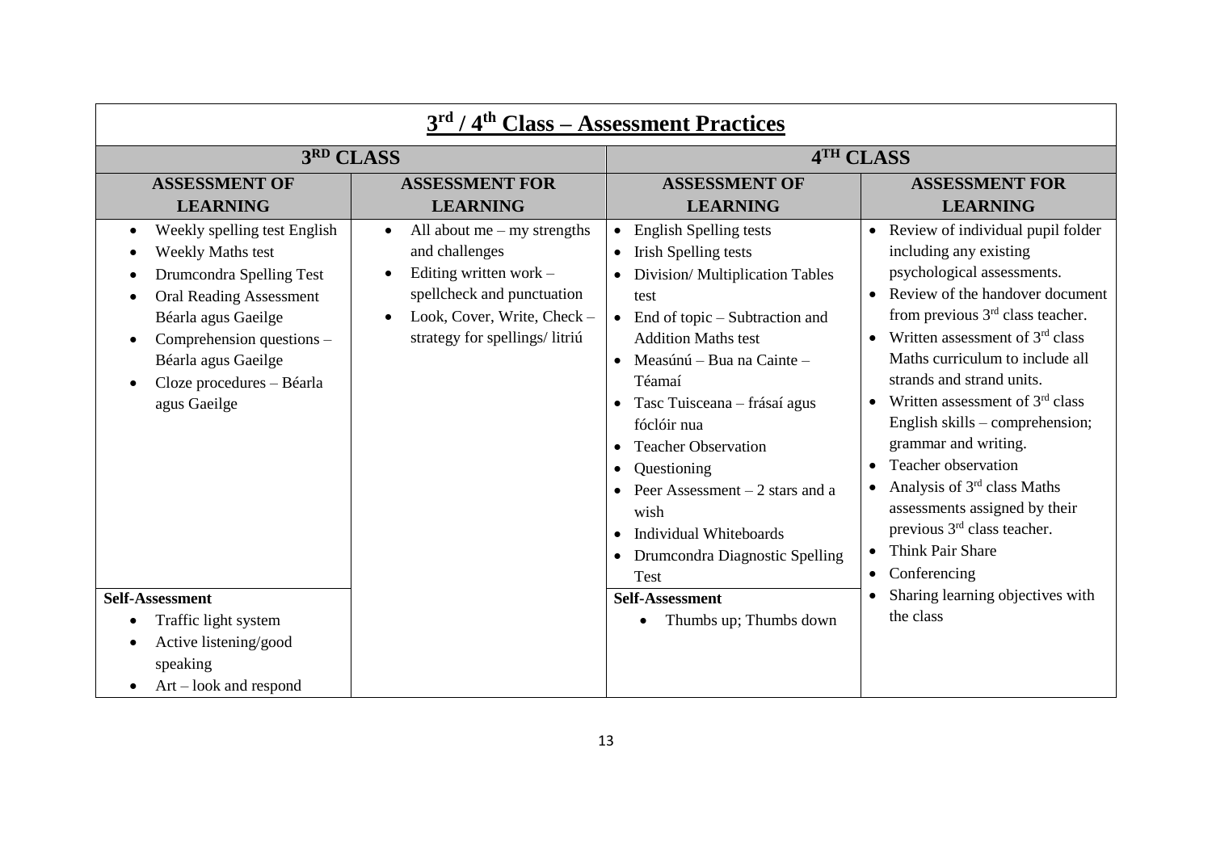# 3rd / 4th Class – Assessment Practices

| 3RD CLASS | | 4TH CLASS | |
|---|---|---|---|
| **ASSESSMENT OF LEARNING** | **ASSESSMENT FOR LEARNING** | **ASSESSMENT OF LEARNING** | **ASSESSMENT FOR LEARNING** |
| • Weekly spelling test English<br>• Weekly Maths test<br>• Drumcondra Spelling Test<br>• Oral Reading Assessment Béarla agus Gaeilge<br>• Comprehension questions – Béarla agus Gaeilge<br>• Cloze procedures – Béarla agus Gaeilge<br><br>**Self-Assessment**<br>• Traffic light system<br>• Active listening/good speaking<br>• Art – look and respond | • All about me – my strengths and challenges<br>• Editing written work – spellcheck and punctuation<br>• Look, Cover, Write, Check – strategy for spellings/ litriú | • English Spelling tests<br>• Irish Spelling tests<br>• Division/ Multiplication Tables test<br>• End of topic – Subtraction and Addition Maths test<br>• Measúnú – Bua na Cainte – Téamaí<br>• Tasc Tuisceana – frásaí agus fóclóir nua<br>• Teacher Observation<br>• Questioning<br>• Peer Assessment – 2 stars and a wish<br>• Individual Whiteboards<br>• Drumcondra Diagnostic Spelling Test<br><br>**Self-Assessment**<br>• Thumbs up; Thumbs down | • Review of individual pupil folder including any existing psychological assessments.<br>• Review of the handover document from previous 3rd class teacher.<br>• Written assessment of 3rd class Maths curriculum to include all strands and strand units.<br>• Written assessment of 3rd class English skills – comprehension; grammar and writing.<br>• Teacher observation<br>• Analysis of 3rd class Maths assessments assigned by their previous 3rd class teacher.<br>• Think Pair Share<br>• Conferencing<br>• Sharing learning objectives with the class |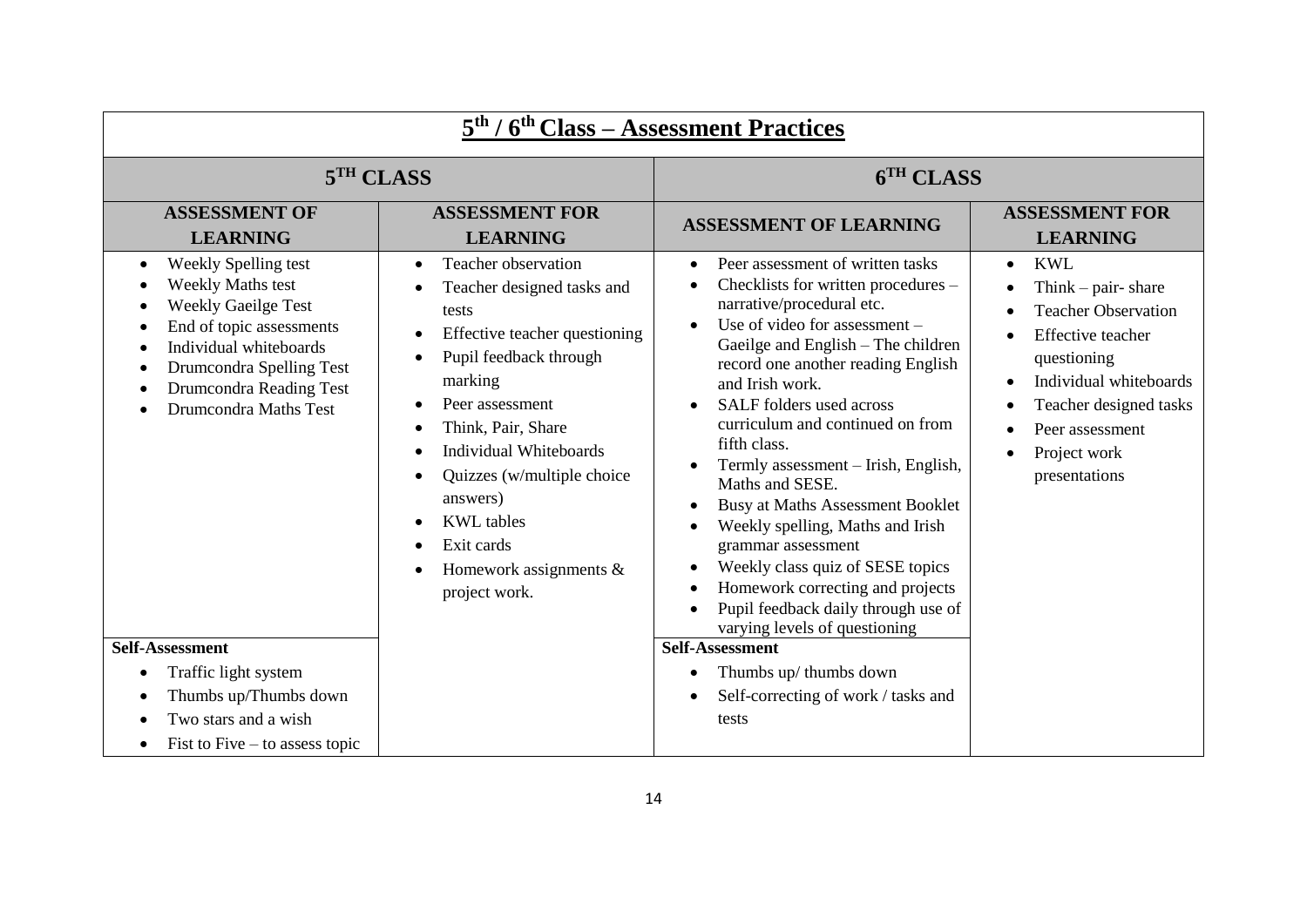| 5th / 6th Class – Assessment Practices | | | |
|---|---|---|---|
| **5TH CLASS** | | **6TH CLASS** | |
| **ASSESSMENT OF LEARNING** | **ASSESSMENT FOR LEARNING** | **ASSESSMENT OF LEARNING** | **ASSESSMENT FOR LEARNING** |
| • Weekly Spelling test<br>• Weekly Maths test<br>• Weekly Gaeilge Test<br>• End of topic assessments<br>• Individual whiteboards<br>• Drumcondra Spelling Test<br>• Drumcondra Reading Test<br>• Drumcondra Maths Test | • Teacher observation<br>• Teacher designed tasks and tests<br>• Effective teacher questioning<br>• Pupil feedback through marking<br>• Peer assessment<br>• Think, Pair, Share<br>• Individual Whiteboards<br>• Quizzes (w/multiple choice answers)<br>• KWL tables<br>• Exit cards<br>• Homework assignments & project work. | • Peer assessment of written tasks<br>• Checklists for written procedures – narrative/procedural etc.<br>• Use of video for assessment – Gaeilge and English – The children record one another reading English and Irish work.<br>• SALF folders used across curriculum and continued on from fifth class.<br>• Termly assessment – Irish, English, Maths and SESE.<br>• Busy at Maths Assessment Booklet<br>• Weekly spelling, Maths and Irish grammar assessment<br>• Weekly class quiz of SESE topics<br>• Homework correcting and projects<br>• Pupil feedback daily through use of varying levels of questioning | • KWL<br>• Think – pair- share<br>• Teacher Observation<br>• Effective teacher questioning<br>• Individual whiteboards<br>• Teacher designed tasks<br>• Peer assessment<br>• Project work presentations |
| **Self-Assessment**<br>• Traffic light system<br>• Thumbs up/Thumbs down<br>• Two stars and a wish<br>• Fist to Five – to assess topic | | **Self-Assessment**<br>• Thumbs up/ thumbs down<br>• Self-correcting of work / tasks and tests | |